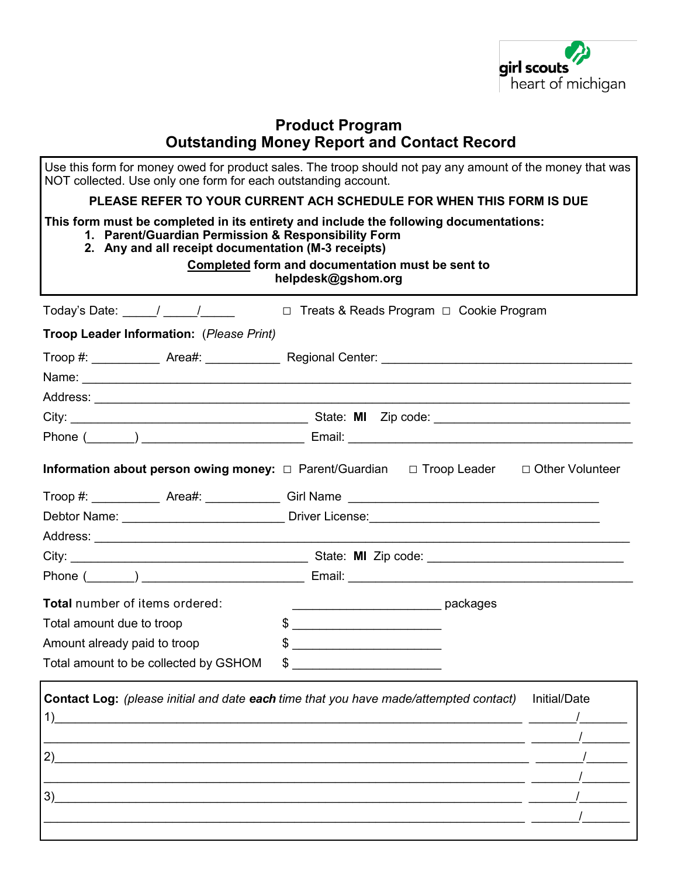girl scouts
heart of michigan

# Product Program
# Outstanding Money Report and Contact Record

Use this form for money owed for product sales. The troop should not pay any amount of the money that was NOT collected. Use only one form for each outstanding account.

**PLEASE REFER TO YOUR CURRENT ACH SCHEDULE FOR WHEN THIS FORM IS DUE**

**This form must be completed in its entirety and include the following documentations:**

1. **Parent/Guardian Permission & Responsibility Form**
2. **Any and all receipt documentation (M-3 receipts)**

**Completed form and documentation must be sent to helpdesk@gshom.org**

Today's Date: _____/ _____/_____ ☐ Treats & Reads Program ☐ Cookie Program

**Troop Leader Information:** (*Please Print*)

Troop #: __________ Area#: ___________ Regional Center: ______________________________________

Name: ________________________________________________________________________________

Address: ______________________________________________________________________________

City: ____________________________________ State: **MI** Zip code: ______________________________

Phone (_______) ________________________ Email: ____________________________________________

**Information about person owing money:** ☐ Parent/Guardian ☐ Troop Leader ☐ Other Volunteer

Troop #: __________ Area#: ___________ Girl Name ______________________________________

Debtor Name: ________________________ Driver License:__________________________________

Address: ______________________________________________________________________________

City: ____________________________________ State: **MI** Zip code: ______________________________

Phone (_______) ________________________ Email: ____________________________________________

**Total** number of items ordered: ______________________ packages

Total amount due to troop $ ______________________

Amount already paid to troop $ ______________________

Total amount to be collected by GSHOM $ ______________________

**Contact Log:** *(please initial and date **each** time that you have made/attempted contact)* Initial/Date

1)_______________________________________________________________________ _______/_______

_________________________________________________________________________ _______/_______

2)_______________________________________________________________________ _______/_______

_________________________________________________________________________ _______/_______

3)_______________________________________________________________________ _______/_______

_________________________________________________________________________ _______/_______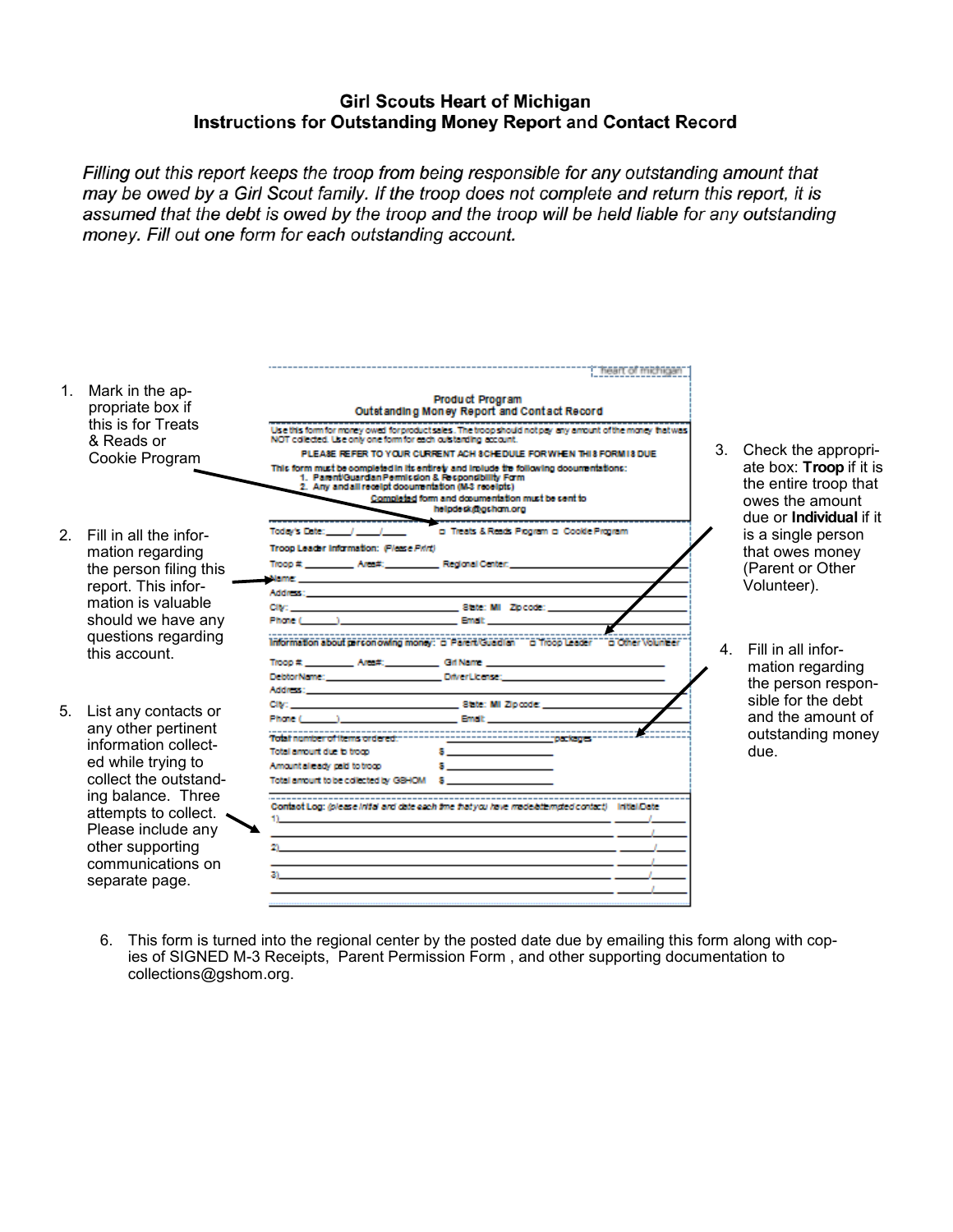# Girl Scouts Heart of Michigan
## Instructions for Outstanding Money Report and Contact Record

*Filling out this report keeps the troop from being responsible for any outstanding amount that may be owed by a Girl Scout family. If the troop does not complete and return this report, it is assumed that the debt is owed by the troop and the troop will be held liable for any outstanding money. Fill out one form for each outstanding account.*

heart of michigan

**Product Program**
**Outstanding Money Report and Contact Record**

Use this form for money owed for product sales. The troop should not pay any amount of the money that was NOT collected. Use only one form for each outstanding account.

PLEASE REFER TO YOUR CURRENT ACH SCHEDULE FOR WHEN THIS FORM IS DUE

This form must be completed in its entirety and include the following documentations:
1. Parent/Guardian Permission & Responsibility Form
2. Any and all receipt documentation (M-3 receipts)

Completed form and documentation must be sent to helpdesk@gshom.org

Today's Date: ____/____/____ ☐ Treats & Reads Program ☐ Cookie Program

Troop Leader Information: *(Please Print)*

Troop # ________ Area#: ________ Regional Center: ________________

Name: ________________

Address: ________________

City: ________________ State: MI Zip code: ________________

Phone (____) ________ Email: ________________

Information about person owing money: ☐ Parent/Guardian ☐ Troop Leader ☐ Other Volunteer

Troop # ________ Area#: ________ Girl Name ________________

Debtor Name: ________________ Driver License: ________________

Address: ________________

City: ________________ State: MI Zip code: ________________

Phone (____) ________ Email: ________________

Total number of items ordered: ________________ packages

Total amount due to troop $ ________________

Amount already paid to troop $ ________________

Total amount to be collected by GSHOM $ ________________

Contact Log: *(please initial and date each time that you have made/attempted contact)* Initial/Date

1) ________________ ____/____

2) ________________ ____/____

3) ________________ ____/____

1. Mark in the appropriate box if this is for Treats & Reads or Cookie Program
2. Fill in all the information regarding the person filing this report. This information is valuable should we have any questions regarding this account.
3. Check the appropriate box: **Troop** if it is the entire troop that owes the amount due or **Individual** if it is a single person that owes money (Parent or Other Volunteer).
4. Fill in all information regarding the person responsible for the debt and the amount of outstanding money due.
5. List any contacts or any other pertinent information collected while trying to collect the outstanding balance. Three attempts to collect. Please include any other supporting communications on separate page.
6. This form is turned into the regional center by the posted date due by emailing this form along with copies of SIGNED M-3 Receipts, Parent Permission Form , and other supporting documentation to collections@gshom.org.